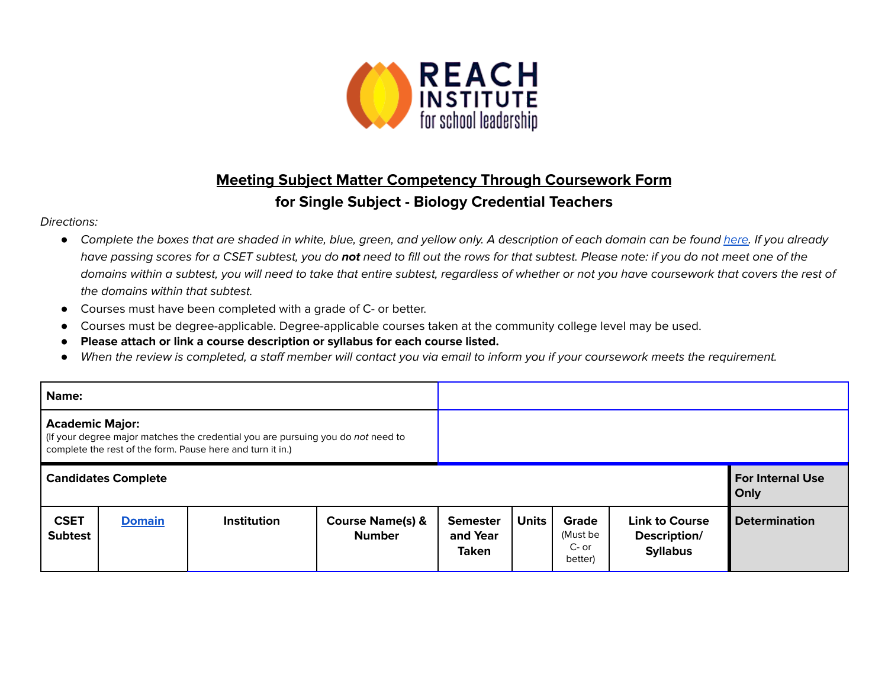# Meeting Subject Matter Competency Through Coursework Form

## for Single Subject - Biology Credential Teachers

*Directions:*

- *Complete the boxes that are shaded in white, blue, green, and yellow only. A description of each domain can be found [here](). If you already have passing scores for a CSET subtest, you do* ***not*** *need to fill out the rows for that subtest. Please note: if you do not meet one of the domains within a subtest, you will need to take that entire subtest, regardless of whether or not you have coursework that covers the rest of the domains within that subtest.*
- Courses must have been completed with a grade of C- or better.
- Courses must be degree-applicable. Degree-applicable courses taken at the community college level may be used.
- **Please attach or link a course description or syllabus for each course listed.**
- *When the review is completed, a staff member will contact you via email to inform you if your coursework meets the requirement.*

| | |
|---|---|
| **Name:** | |
| **Academic Major:** (If your degree major matches the credential you are pursuing you do *not* need to complete the rest of the form. Pause here and turn it in.) | |

| **Candidates Complete** | | | | | | | | **For Internal Use Only** |
|---|---|---|---|---|---|---|---|---|
| **CSET Subtest** | **[Domain]()** | **Institution** | **Course Name(s) & Number** | **Semester and Year Taken** | **Units** | **Grade** (Must be C- or better) | **Link to Course Description/ Syllabus** | **Determination** |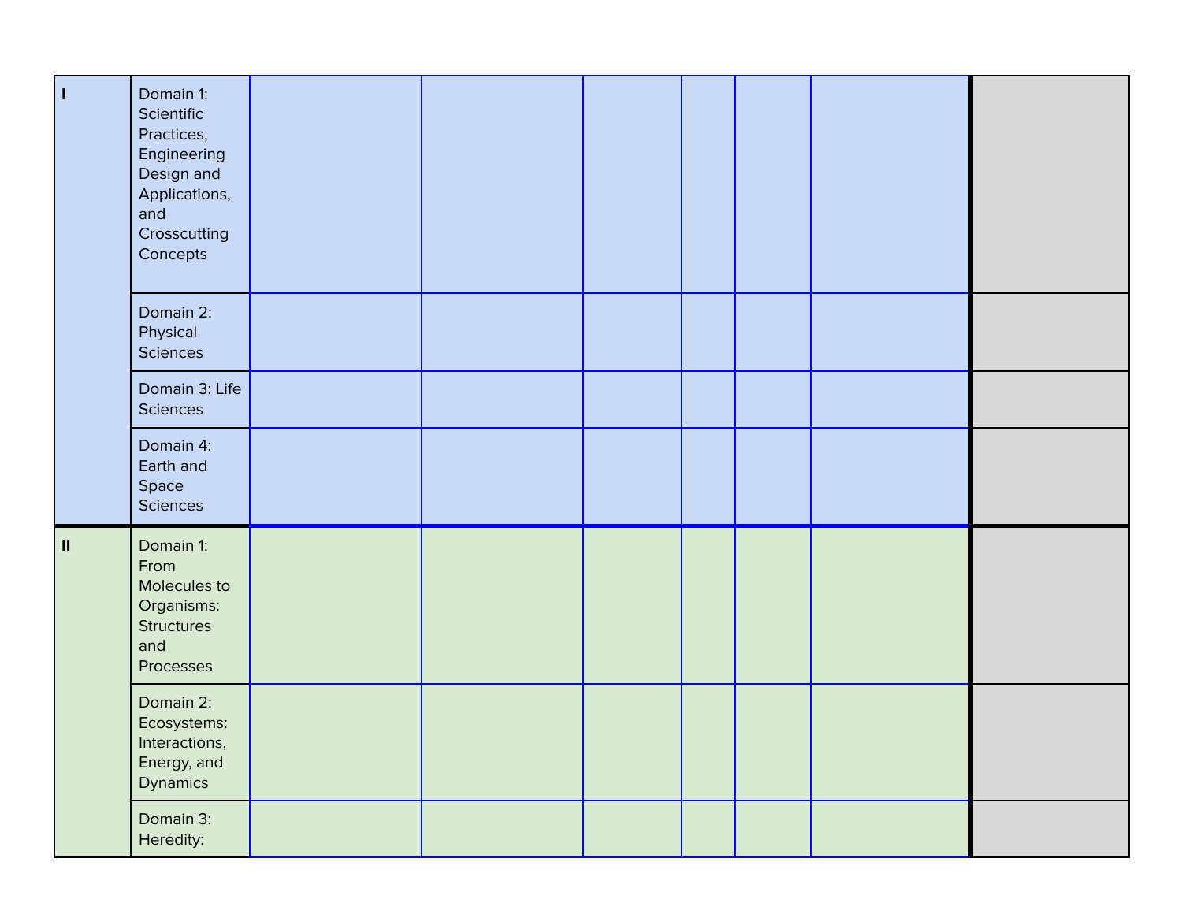| | | | | | | | | |
|---|---|---|---|---|---|---|---|---|
| I | Domain 1: Scientific Practices, Engineering Design and Applications, and Crosscutting Concepts | | | | | | | |
| | Domain 2: Physical Sciences | | | | | | | |
| | Domain 3: Life Sciences | | | | | | | |
| | Domain 4: Earth and Space Sciences | | | | | | | |
| II | Domain 1: From Molecules to Organisms: Structures and Processes | | | | | | | |
| | Domain 2: Ecosystems: Interactions, Energy, and Dynamics | | | | | | | |
| | Domain 3: Heredity: | | | | | | | |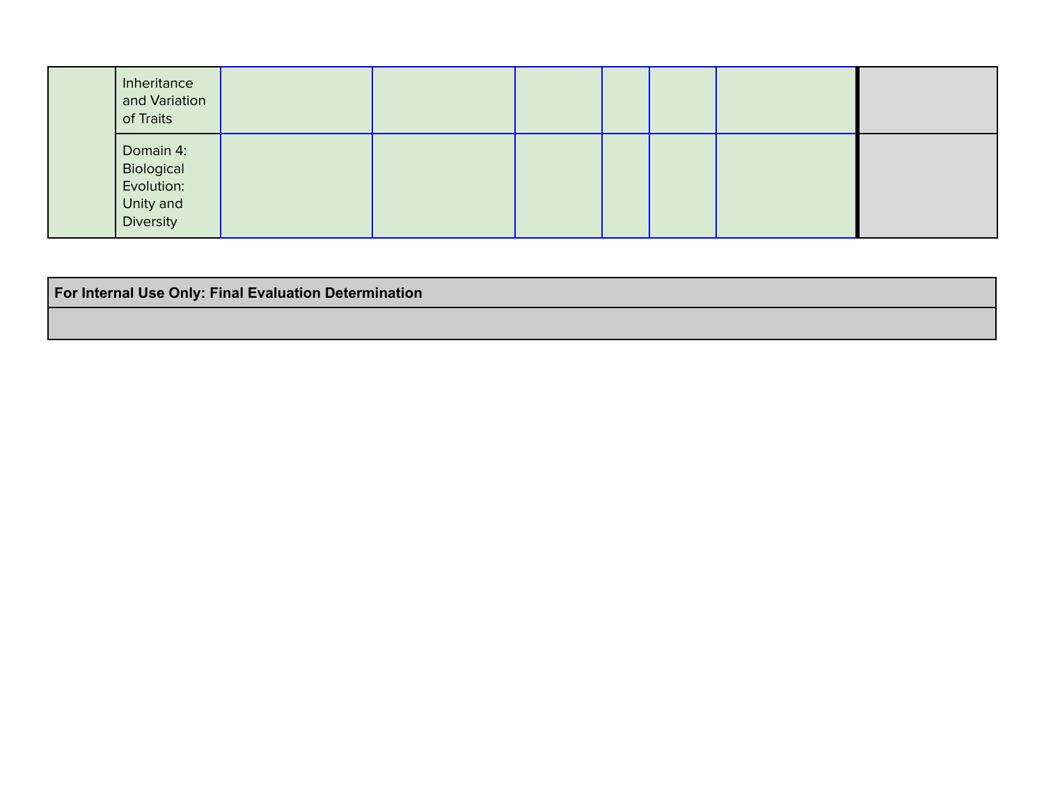| | | | | | | | | |
|---|---|---|---|---|---|---|---|---|
| | Inheritance and Variation of Traits | | | | | | | |
| | Domain 4: Biological Evolution: Unity and Diversity | | | | | | | |

| For Internal Use Only: Final Evaluation Determination |
|---|
| |